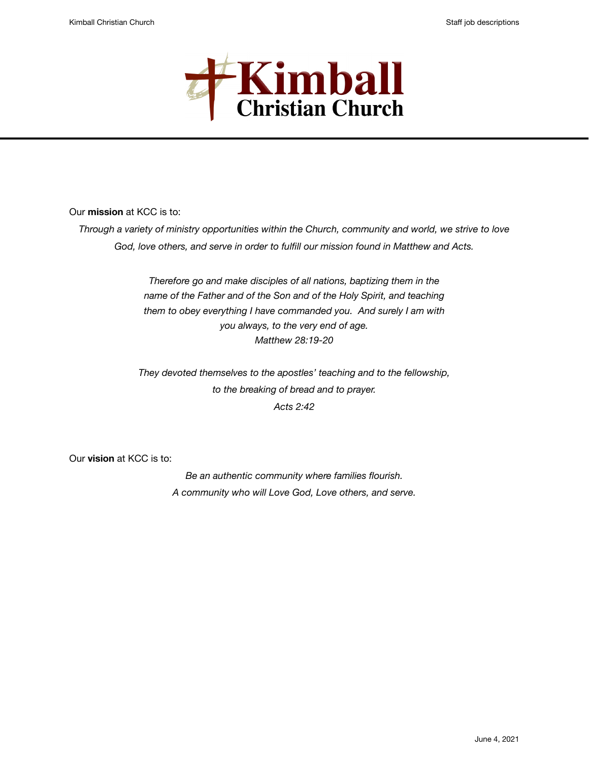# Kimball Christian Church

Our **mission** at KCC is to:

*Through a variety of ministry opportunities within the Church, community and world, we strive to love God, love others, and serve in order to fulfill our mission found in Matthew and Acts.*

*Therefore go and make disciples of all nations, baptizing them in the name of the Father and of the Son and of the Holy Spirit, and teaching them to obey everything I have commanded you. And surely I am with you always, to the very end of age.*
*Matthew 28:19-20*

*They devoted themselves to the apostles' teaching and to the fellowship, to the breaking of bread and to prayer.*
*Acts 2:42*

Our **vision** at KCC is to:

*Be an authentic community where families flourish.*
*A community who will Love God, Love others, and serve.*

June 4, 2021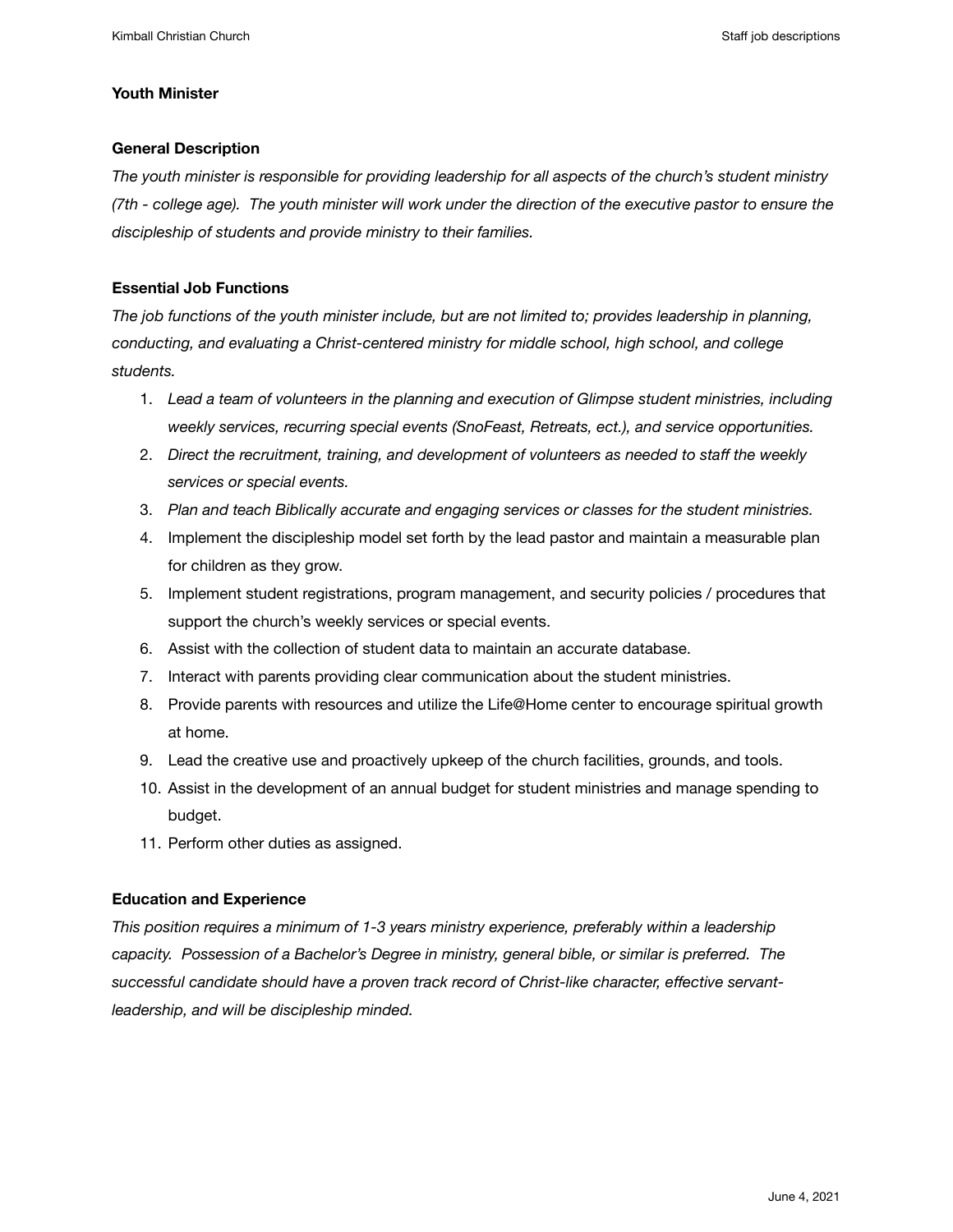**Youth Minister**

**General Description**

*The youth minister is responsible for providing leadership for all aspects of the church's student ministry (7th - college age). The youth minister will work under the direction of the executive pastor to ensure the discipleship of students and provide ministry to their families.*

**Essential Job Functions**

*The job functions of the youth minister include, but are not limited to; provides leadership in planning, conducting, and evaluating a Christ-centered ministry for middle school, high school, and college students.*

1. *Lead a team of volunteers in the planning and execution of Glimpse student ministries, including weekly services, recurring special events (SnoFeast, Retreats, ect.), and service opportunities.*
2. *Direct the recruitment, training, and development of volunteers as needed to staff the weekly services or special events.*
3. *Plan and teach Biblically accurate and engaging services or classes for the student ministries.*
4. Implement the discipleship model set forth by the lead pastor and maintain a measurable plan for children as they grow.
5. Implement student registrations, program management, and security policies / procedures that support the church's weekly services or special events.
6. Assist with the collection of student data to maintain an accurate database.
7. Interact with parents providing clear communication about the student ministries.
8. Provide parents with resources and utilize the Life@Home center to encourage spiritual growth at home.
9. Lead the creative use and proactively upkeep of the church facilities, grounds, and tools.
10. Assist in the development of an annual budget for student ministries and manage spending to budget.
11. Perform other duties as assigned.

**Education and Experience**

*This position requires a minimum of 1-3 years ministry experience, preferably within a leadership capacity. Possession of a Bachelor's Degree in ministry, general bible, or similar is preferred. The successful candidate should have a proven track record of Christ-like character, effective servant-leadership, and will be discipleship minded.*